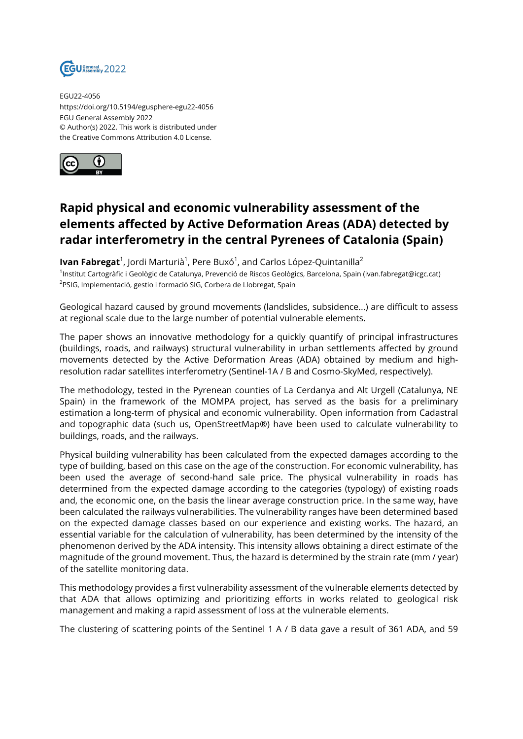EGU22-4056
https://doi.org/10.5194/egusphere-egu22-4056
EGU General Assembly 2022
© Author(s) 2022. This work is distributed under the Creative Commons Attribution 4.0 License.

# Rapid physical and economic vulnerability assessment of the elements affected by Active Deformation Areas (ADA) detected by radar interferometry in the central Pyrenees of Catalonia (Spain)

**Ivan Fabregat**[1], Jordi Marturià[1], Pere Buxó[1], and Carlos López-Quintanilla[2]

[1]Institut Cartogràfic i Geològic de Catalunya, Prevenció de Riscos Geològics, Barcelona, Spain (ivan.fabregat@icgc.cat)
[2]PSIG, Implementació, gestio i formació SIG, Corbera de Llobregat, Spain

Geological hazard caused by ground movements (landslides, subsidence...) are difficult to assess at regional scale due to the large number of potential vulnerable elements.

The paper shows an innovative methodology for a quickly quantify of principal infrastructures (buildings, roads, and railways) structural vulnerability in urban settlements affected by ground movements detected by the Active Deformation Areas (ADA) obtained by medium and high-resolution radar satellites interferometry (Sentinel-1A / B and Cosmo-SkyMed, respectively).

The methodology, tested in the Pyrenean counties of La Cerdanya and Alt Urgell (Catalunya, NE Spain) in the framework of the MOMPA project, has served as the basis for a preliminary estimation a long-term of physical and economic vulnerability. Open information from Cadastral and topographic data (such us, OpenStreetMap®) have been used to calculate vulnerability to buildings, roads, and the railways.

Physical building vulnerability has been calculated from the expected damages according to the type of building, based on this case on the age of the construction. For economic vulnerability, has been used the average of second-hand sale price. The physical vulnerability in roads has determined from the expected damage according to the categories (typology) of existing roads and, the economic one, on the basis the linear average construction price. In the same way, have been calculated the railways vulnerabilities. The vulnerability ranges have been determined based on the expected damage classes based on our experience and existing works. The hazard, an essential variable for the calculation of vulnerability, has been determined by the intensity of the phenomenon derived by the ADA intensity. This intensity allows obtaining a direct estimate of the magnitude of the ground movement. Thus, the hazard is determined by the strain rate (mm / year) of the satellite monitoring data.

This methodology provides a first vulnerability assessment of the vulnerable elements detected by that ADA that allows optimizing and prioritizing efforts in works related to geological risk management and making a rapid assessment of loss at the vulnerable elements.

The clustering of scattering points of the Sentinel 1 A / B data gave a result of 361 ADA, and 59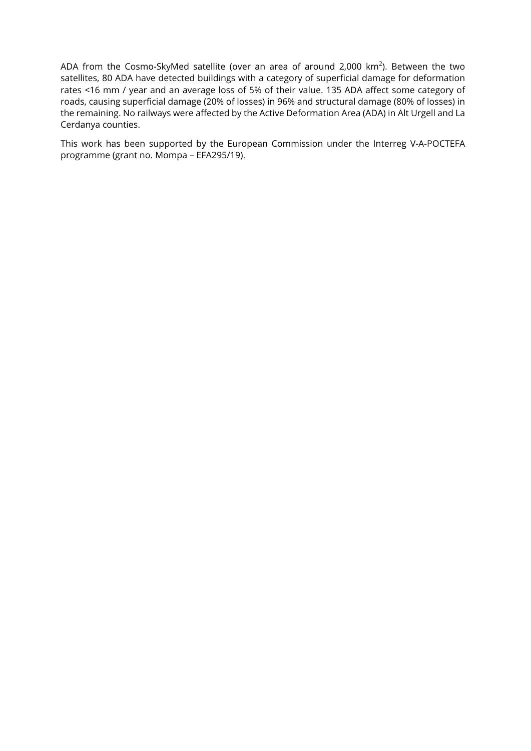ADA from the Cosmo-SkyMed satellite (over an area of around 2,000 km$^2$). Between the two satellites, 80 ADA have detected buildings with a category of superficial damage for deformation rates <16 mm / year and an average loss of 5% of their value. 135 ADA affect some category of roads, causing superficial damage (20% of losses) in 96% and structural damage (80% of losses) in the remaining. No railways were affected by the Active Deformation Area (ADA) in Alt Urgell and La Cerdanya counties.

This work has been supported by the European Commission under the Interreg V-A-POCTEFA programme (grant no. Mompa – EFA295/19).